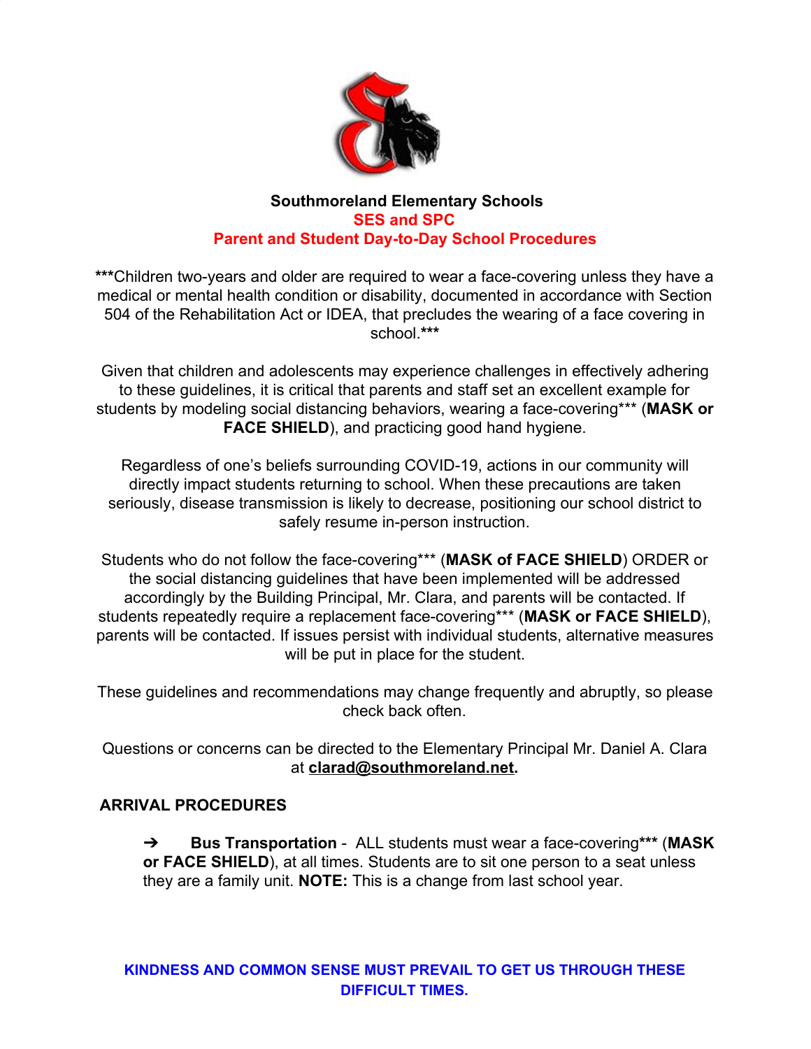**Southmoreland Elementary Schools**

**SES and SPC**

**Parent and Student Day-to-Day School Procedures**

***Children two-years and older are required to wear a face-covering unless they have a medical or mental health condition or disability, documented in accordance with Section 504 of the Rehabilitation Act or IDEA, that precludes the wearing of a face covering in school.***

Given that children and adolescents may experience challenges in effectively adhering to these guidelines, it is critical that parents and staff set an excellent example for students by modeling social distancing behaviors, wearing a face-covering*** (**MASK or FACE SHIELD**), and practicing good hand hygiene.

Regardless of one's beliefs surrounding COVID-19, actions in our community will directly impact students returning to school. When these precautions are taken seriously, disease transmission is likely to decrease, positioning our school district to safely resume in-person instruction.

Students who do not follow the face-covering*** (**MASK of FACE SHIELD**) ORDER or the social distancing guidelines that have been implemented will be addressed accordingly by the Building Principal, Mr. Clara, and parents will be contacted. If students repeatedly require a replacement face-covering*** (**MASK or FACE SHIELD**), parents will be contacted. If issues persist with individual students, alternative measures will be put in place for the student.

These guidelines and recommendations may change frequently and abruptly, so please check back often.

Questions or concerns can be directed to the Elementary Principal Mr. Daniel A. Clara at **clarad@southmoreland.net.**

## ARRIVAL PROCEDURES

- **Bus Transportation** - ALL students must wear a face-covering*** (**MASK or FACE SHIELD**), at all times. Students are to sit one person to a seat unless they are a family unit. **NOTE:** This is a change from last school year.

**KINDNESS AND COMMON SENSE MUST PREVAIL TO GET US THROUGH THESE DIFFICULT TIMES.**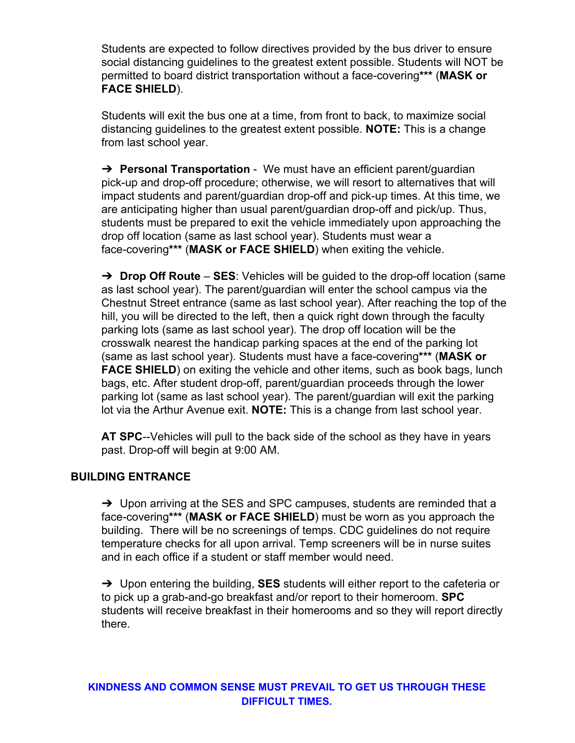Students are expected to follow directives provided by the bus driver to ensure social distancing guidelines to the greatest extent possible. Students will NOT be permitted to board district transportation without a face-covering*** (**MASK or FACE SHIELD**).

Students will exit the bus one at a time, from front to back, to maximize social distancing guidelines to the greatest extent possible. **NOTE:** This is a change from last school year.

➔ **Personal Transportation** - We must have an efficient parent/guardian pick-up and drop-off procedure; otherwise, we will resort to alternatives that will impact students and parent/guardian drop-off and pick-up times. At this time, we are anticipating higher than usual parent/guardian drop-off and pick/up. Thus, students must be prepared to exit the vehicle immediately upon approaching the drop off location (same as last school year). Students must wear a face-covering*** (**MASK or FACE SHIELD**) when exiting the vehicle.

➔ **Drop Off Route** – **SES**: Vehicles will be guided to the drop-off location (same as last school year). The parent/guardian will enter the school campus via the Chestnut Street entrance (same as last school year). After reaching the top of the hill, you will be directed to the left, then a quick right down through the faculty parking lots (same as last school year). The drop off location will be the crosswalk nearest the handicap parking spaces at the end of the parking lot (same as last school year). Students must have a face-covering*** (**MASK or FACE SHIELD**) on exiting the vehicle and other items, such as book bags, lunch bags, etc. After student drop-off, parent/guardian proceeds through the lower parking lot (same as last school year). The parent/guardian will exit the parking lot via the Arthur Avenue exit. **NOTE:** This is a change from last school year.

**AT SPC**--Vehicles will pull to the back side of the school as they have in years past. Drop-off will begin at 9:00 AM.

## BUILDING ENTRANCE

➔ Upon arriving at the SES and SPC campuses, students are reminded that a face-covering*** (**MASK or FACE SHIELD**) must be worn as you approach the building. There will be no screenings of temps. CDC guidelines do not require temperature checks for all upon arrival. Temp screeners will be in nurse suites and in each office if a student or staff member would need.

➔ Upon entering the building, **SES** students will either report to the cafeteria or to pick up a grab-and-go breakfast and/or report to their homeroom. **SPC** students will receive breakfast in their homerooms and so they will report directly there.

**KINDNESS AND COMMON SENSE MUST PREVAIL TO GET US THROUGH THESE DIFFICULT TIMES.**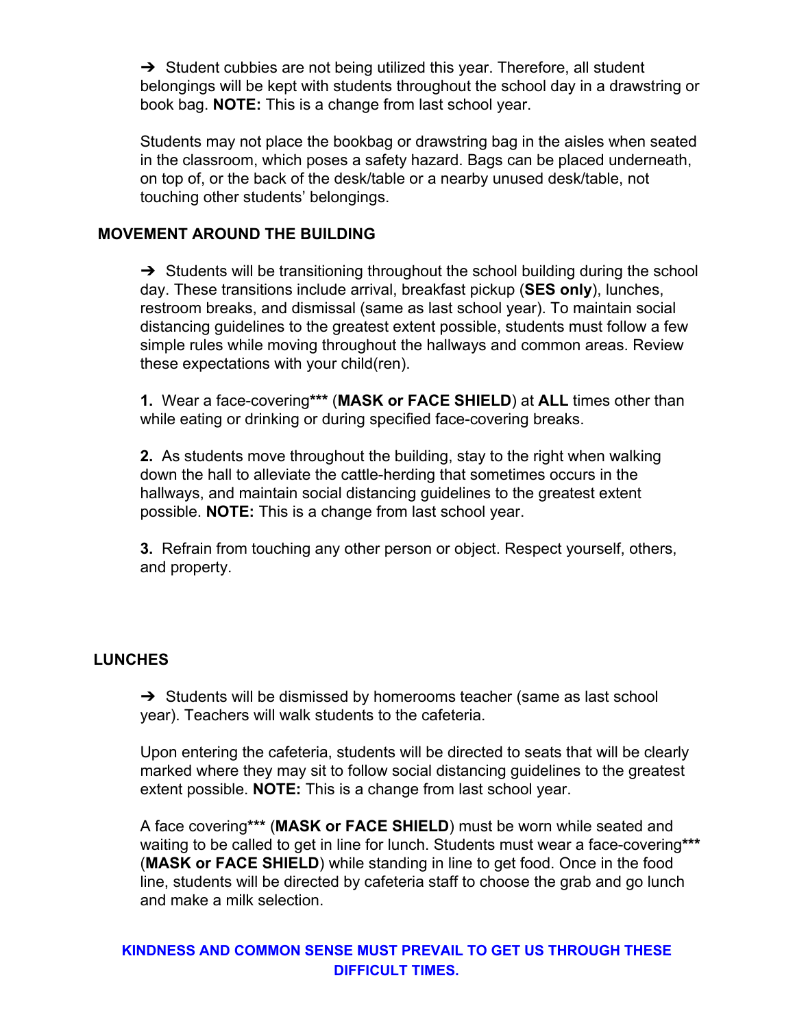➔ Student cubbies are not being utilized this year. Therefore, all student belongings will be kept with students throughout the school day in a drawstring or book bag. **NOTE:** This is a change from last school year.

Students may not place the bookbag or drawstring bag in the aisles when seated in the classroom, which poses a safety hazard. Bags can be placed underneath, on top of, or the back of the desk/table or a nearby unused desk/table, not touching other students' belongings.

## MOVEMENT AROUND THE BUILDING

➔ Students will be transitioning throughout the school building during the school day. These transitions include arrival, breakfast pickup (**SES only**), lunches, restroom breaks, and dismissal (same as last school year). To maintain social distancing guidelines to the greatest extent possible, students must follow a few simple rules while moving throughout the hallways and common areas. Review these expectations with your child(ren).

**1.** Wear a face-covering**\*\*\*** (**MASK or FACE SHIELD**) at **ALL** times other than while eating or drinking or during specified face-covering breaks.

**2.** As students move throughout the building, stay to the right when walking down the hall to alleviate the cattle-herding that sometimes occurs in the hallways, and maintain social distancing guidelines to the greatest extent possible. **NOTE:** This is a change from last school year.

**3.** Refrain from touching any other person or object. Respect yourself, others, and property.

## LUNCHES

➔ Students will be dismissed by homerooms teacher (same as last school year). Teachers will walk students to the cafeteria.

Upon entering the cafeteria, students will be directed to seats that will be clearly marked where they may sit to follow social distancing guidelines to the greatest extent possible. **NOTE:** This is a change from last school year.

A face covering**\*\*\*** (**MASK or FACE SHIELD**) must be worn while seated and waiting to be called to get in line for lunch. Students must wear a face-covering**\*\*\*** (**MASK or FACE SHIELD**) while standing in line to get food. Once in the food line, students will be directed by cafeteria staff to choose the grab and go lunch and make a milk selection.

**KINDNESS AND COMMON SENSE MUST PREVAIL TO GET US THROUGH THESE DIFFICULT TIMES.**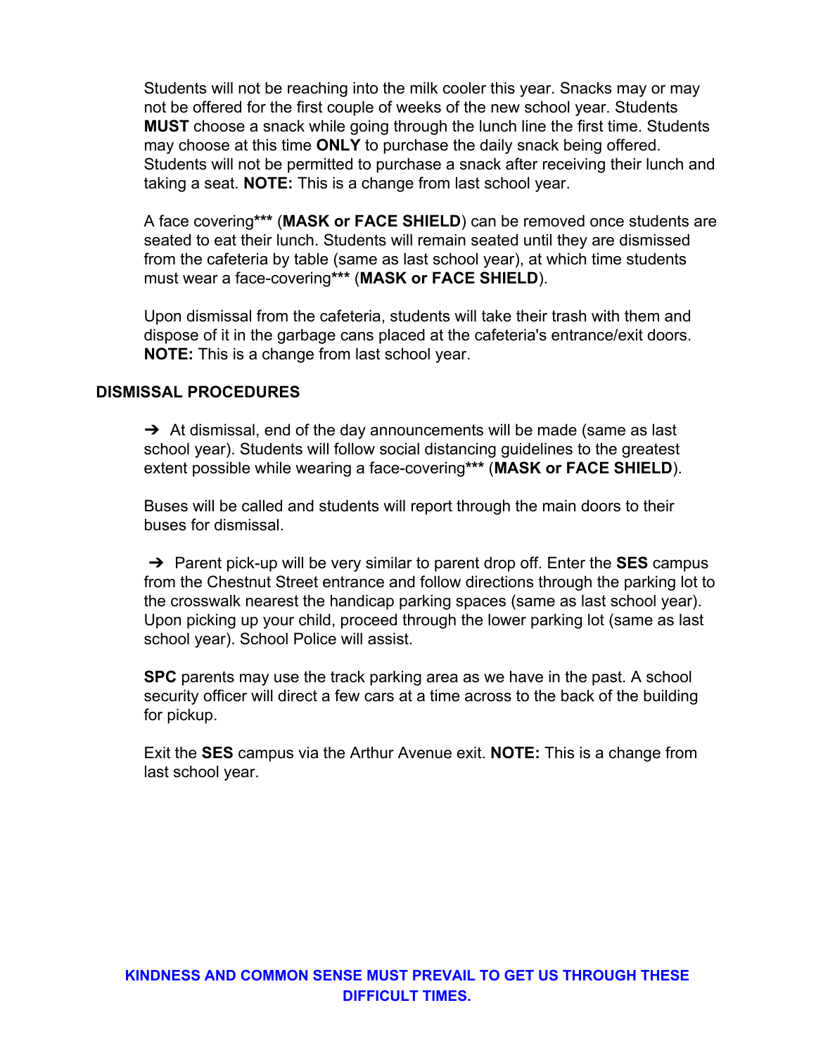Students will not be reaching into the milk cooler this year. Snacks may or may not be offered for the first couple of weeks of the new school year. Students **MUST** choose a snack while going through the lunch line the first time. Students may choose at this time **ONLY** to purchase the daily snack being offered. Students will not be permitted to purchase a snack after receiving their lunch and taking a seat. **NOTE:** This is a change from last school year.

A face covering*** (**MASK or FACE SHIELD**) can be removed once students are seated to eat their lunch. Students will remain seated until they are dismissed from the cafeteria by table (same as last school year), at which time students must wear a face-covering*** (**MASK or FACE SHIELD**).

Upon dismissal from the cafeteria, students will take their trash with them and dispose of it in the garbage cans placed at the cafeteria's entrance/exit doors. **NOTE:** This is a change from last school year.

**DISMISSAL PROCEDURES**

➔ At dismissal, end of the day announcements will be made (same as last school year). Students will follow social distancing guidelines to the greatest extent possible while wearing a face-covering*** (**MASK or FACE SHIELD**).

Buses will be called and students will report through the main doors to their buses for dismissal.

➔ Parent pick-up will be very similar to parent drop off. Enter the **SES** campus from the Chestnut Street entrance and follow directions through the parking lot to the crosswalk nearest the handicap parking spaces (same as last school year). Upon picking up your child, proceed through the lower parking lot (same as last school year). School Police will assist.

**SPC** parents may use the track parking area as we have in the past. A school security officer will direct a few cars at a time across to the back of the building for pickup.

Exit the **SES** campus via the Arthur Avenue exit. **NOTE:** This is a change from last school year.

**KINDNESS AND COMMON SENSE MUST PREVAIL TO GET US THROUGH THESE DIFFICULT TIMES.**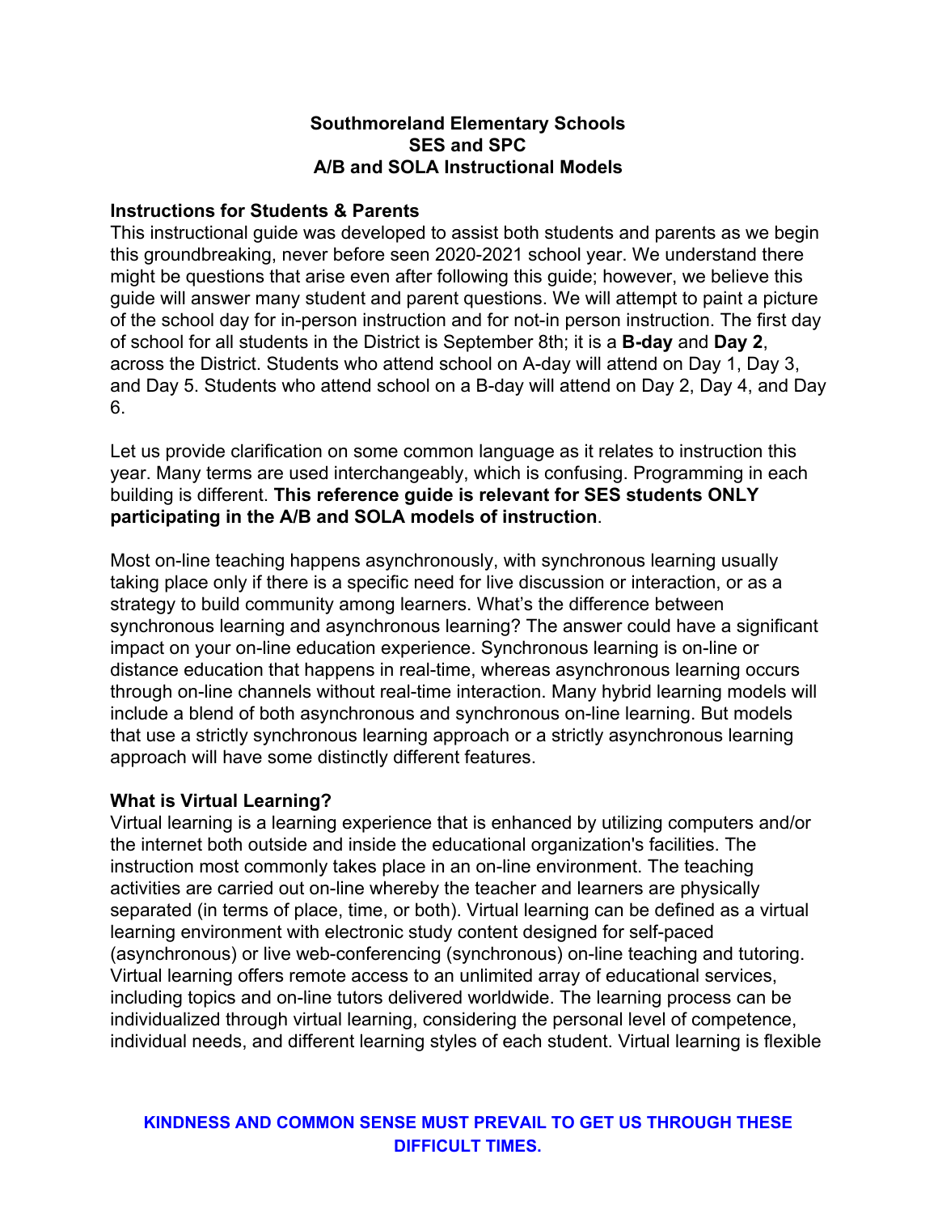**Southmoreland Elementary Schools**
**SES and SPC**
**A/B and SOLA Instructional Models**

**Instructions for Students & Parents**

This instructional guide was developed to assist both students and parents as we begin this groundbreaking, never before seen 2020-2021 school year. We understand there might be questions that arise even after following this guide; however, we believe this guide will answer many student and parent questions. We will attempt to paint a picture of the school day for in-person instruction and for not-in person instruction. The first day of school for all students in the District is September 8th; it is a **B-day** and **Day 2**, across the District. Students who attend school on A-day will attend on Day 1, Day 3, and Day 5. Students who attend school on a B-day will attend on Day 2, Day 4, and Day 6.

Let us provide clarification on some common language as it relates to instruction this year. Many terms are used interchangeably, which is confusing. Programming in each building is different. **This reference guide is relevant for SES students ONLY participating in the A/B and SOLA models of instruction**.

Most on-line teaching happens asynchronously, with synchronous learning usually taking place only if there is a specific need for live discussion or interaction, or as a strategy to build community among learners. What's the difference between synchronous learning and asynchronous learning? The answer could have a significant impact on your on-line education experience. Synchronous learning is on-line or distance education that happens in real-time, whereas asynchronous learning occurs through on-line channels without real-time interaction. Many hybrid learning models will include a blend of both asynchronous and synchronous on-line learning. But models that use a strictly synchronous learning approach or a strictly asynchronous learning approach will have some distinctly different features.

**What is Virtual Learning?**

Virtual learning is a learning experience that is enhanced by utilizing computers and/or the internet both outside and inside the educational organization's facilities. The instruction most commonly takes place in an on-line environment. The teaching activities are carried out on-line whereby the teacher and learners are physically separated (in terms of place, time, or both). Virtual learning can be defined as a virtual learning environment with electronic study content designed for self-paced (asynchronous) or live web-conferencing (synchronous) on-line teaching and tutoring. Virtual learning offers remote access to an unlimited array of educational services, including topics and on-line tutors delivered worldwide. The learning process can be individualized through virtual learning, considering the personal level of competence, individual needs, and different learning styles of each student. Virtual learning is flexible

**KINDNESS AND COMMON SENSE MUST PREVAIL TO GET US THROUGH THESE DIFFICULT TIMES.**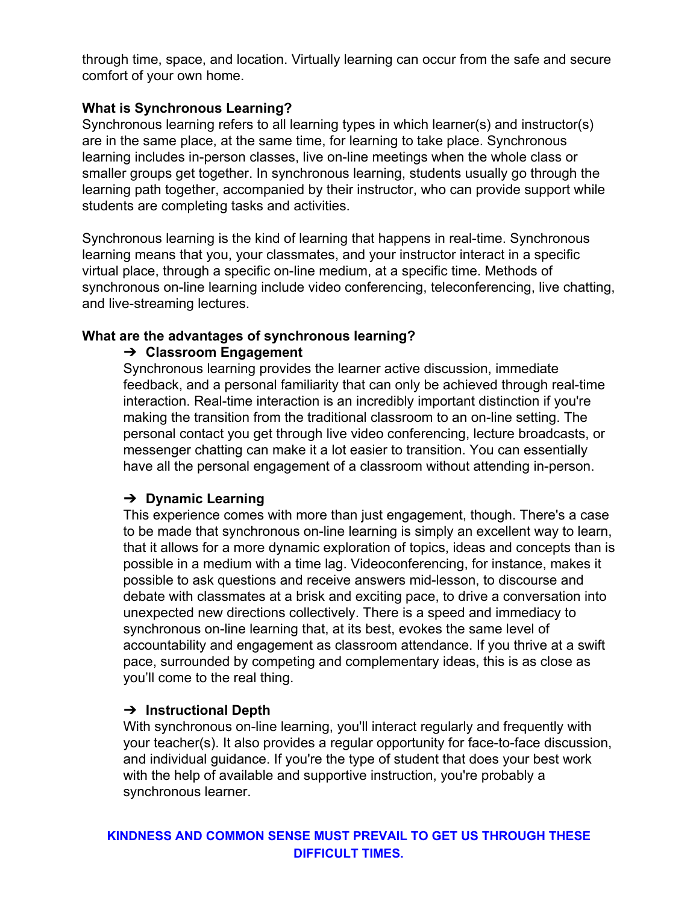through time, space, and location. Virtually learning can occur from the safe and secure comfort of your own home.

**What is Synchronous Learning?**

Synchronous learning refers to all learning types in which learner(s) and instructor(s) are in the same place, at the same time, for learning to take place. Synchronous learning includes in-person classes, live on-line meetings when the whole class or smaller groups get together. In synchronous learning, students usually go through the learning path together, accompanied by their instructor, who can provide support while students are completing tasks and activities.

Synchronous learning is the kind of learning that happens in real-time. Synchronous learning means that you, your classmates, and your instructor interact in a specific virtual place, through a specific on-line medium, at a specific time. Methods of synchronous on-line learning include video conferencing, teleconferencing, live chatting, and live-streaming lectures.

**What are the advantages of synchronous learning?**

- **Classroom Engagement**

  Synchronous learning provides the learner active discussion, immediate feedback, and a personal familiarity that can only be achieved through real-time interaction. Real-time interaction is an incredibly important distinction if you're making the transition from the traditional classroom to an on-line setting. The personal contact you get through live video conferencing, lecture broadcasts, or messenger chatting can make it a lot easier to transition. You can essentially have all the personal engagement of a classroom without attending in-person.

- **Dynamic Learning**

  This experience comes with more than just engagement, though. There's a case to be made that synchronous on-line learning is simply an excellent way to learn, that it allows for a more dynamic exploration of topics, ideas and concepts than is possible in a medium with a time lag. Videoconferencing, for instance, makes it possible to ask questions and receive answers mid-lesson, to discourse and debate with classmates at a brisk and exciting pace, to drive a conversation into unexpected new directions collectively. There is a speed and immediacy to synchronous on-line learning that, at its best, evokes the same level of accountability and engagement as classroom attendance. If you thrive at a swift pace, surrounded by competing and complementary ideas, this is as close as you'll come to the real thing.

- **Instructional Depth**

  With synchronous on-line learning, you'll interact regularly and frequently with your teacher(s). It also provides a regular opportunity for face-to-face discussion, and individual guidance. If you're the type of student that does your best work with the help of available and supportive instruction, you're probably a synchronous learner.

**KINDNESS AND COMMON SENSE MUST PREVAIL TO GET US THROUGH THESE DIFFICULT TIMES.**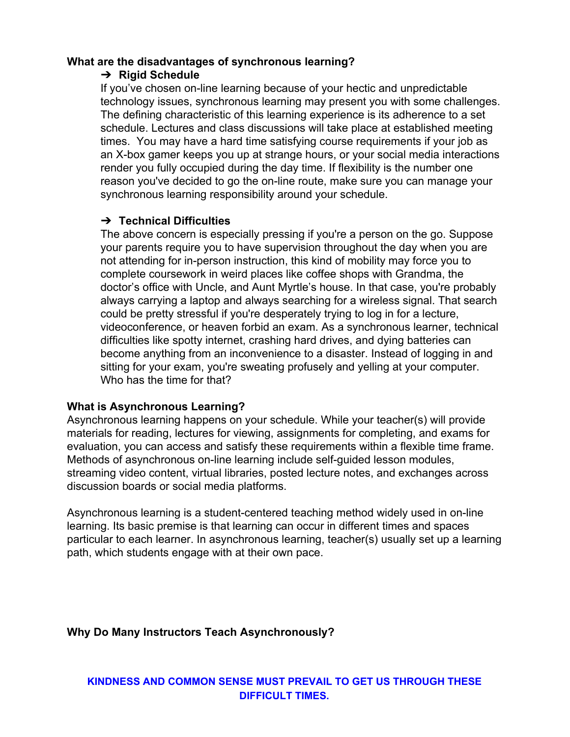**What are the disadvantages of synchronous learning?**

- **Rigid Schedule**

  If you've chosen on-line learning because of your hectic and unpredictable technology issues, synchronous learning may present you with some challenges. The defining characteristic of this learning experience is its adherence to a set schedule. Lectures and class discussions will take place at established meeting times.  You may have a hard time satisfying course requirements if your job as an X-box gamer keeps you up at strange hours, or your social media interactions render you fully occupied during the day time. If flexibility is the number one reason you've decided to go the on-line route, make sure you can manage your synchronous learning responsibility around your schedule.

- **Technical Difficulties**

  The above concern is especially pressing if you're a person on the go. Suppose your parents require you to have supervision throughout the day when you are not attending for in-person instruction, this kind of mobility may force you to complete coursework in weird places like coffee shops with Grandma, the doctor's office with Uncle, and Aunt Myrtle's house. In that case, you're probably always carrying a laptop and always searching for a wireless signal. That search could be pretty stressful if you're desperately trying to log in for a lecture, videoconference, or heaven forbid an exam. As a synchronous learner, technical difficulties like spotty internet, crashing hard drives, and dying batteries can become anything from an inconvenience to a disaster. Instead of logging in and sitting for your exam, you're sweating profusely and yelling at your computer. Who has the time for that?

**What is Asynchronous Learning?**

Asynchronous learning happens on your schedule. While your teacher(s) will provide materials for reading, lectures for viewing, assignments for completing, and exams for evaluation, you can access and satisfy these requirements within a flexible time frame. Methods of asynchronous on-line learning include self-guided lesson modules, streaming video content, virtual libraries, posted lecture notes, and exchanges across discussion boards or social media platforms.

Asynchronous learning is a student-centered teaching method widely used in on-line learning. Its basic premise is that learning can occur in different times and spaces particular to each learner. In asynchronous learning, teacher(s) usually set up a learning path, which students engage with at their own pace.

**Why Do Many Instructors Teach Asynchronously?**

**KINDNESS AND COMMON SENSE MUST PREVAIL TO GET US THROUGH THESE DIFFICULT TIMES.**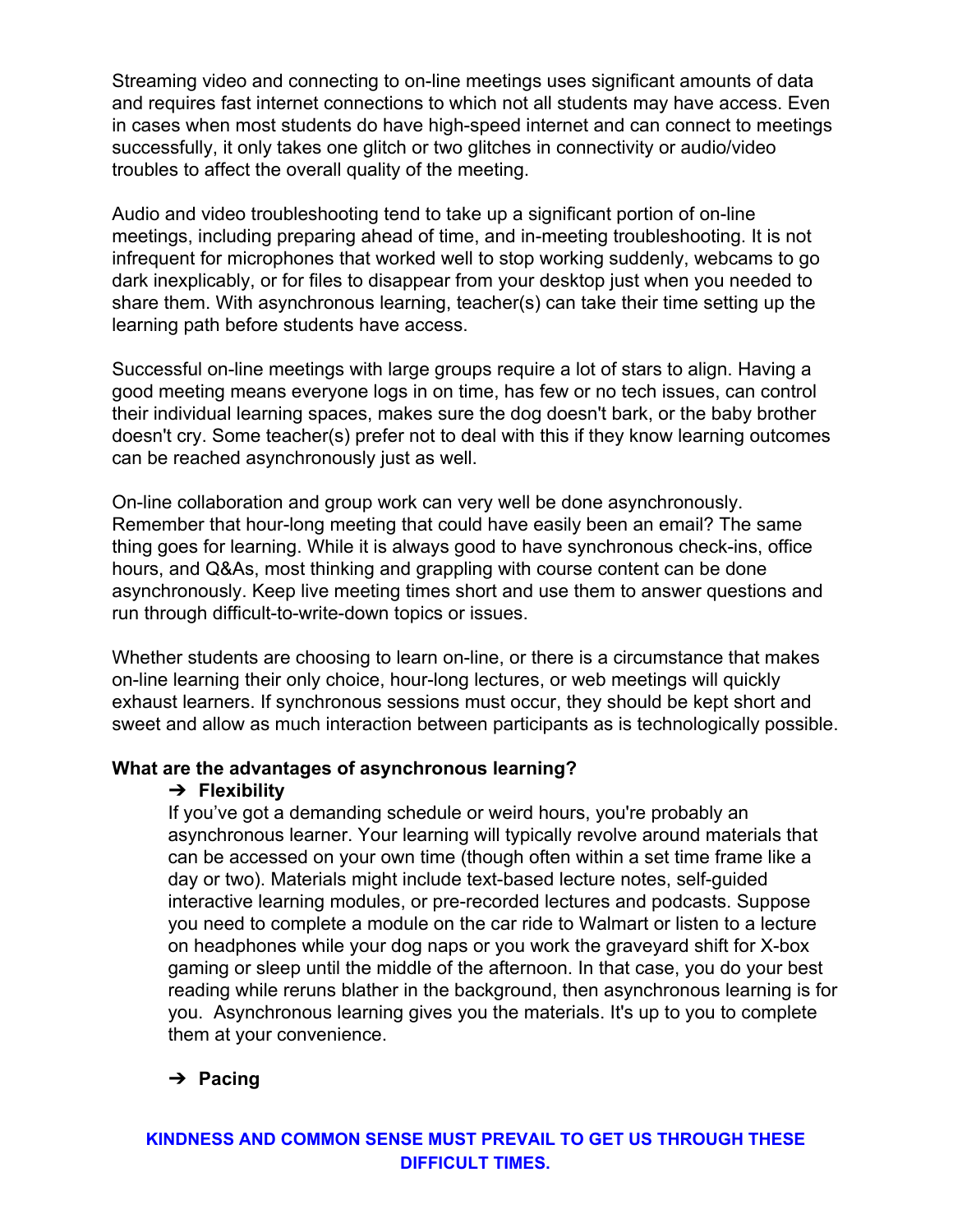Streaming video and connecting to on-line meetings uses significant amounts of data and requires fast internet connections to which not all students may have access. Even in cases when most students do have high-speed internet and can connect to meetings successfully, it only takes one glitch or two glitches in connectivity or audio/video troubles to affect the overall quality of the meeting.

Audio and video troubleshooting tend to take up a significant portion of on-line meetings, including preparing ahead of time, and in-meeting troubleshooting. It is not infrequent for microphones that worked well to stop working suddenly, webcams to go dark inexplicably, or for files to disappear from your desktop just when you needed to share them. With asynchronous learning, teacher(s) can take their time setting up the learning path before students have access.

Successful on-line meetings with large groups require a lot of stars to align. Having a good meeting means everyone logs in on time, has few or no tech issues, can control their individual learning spaces, makes sure the dog doesn't bark, or the baby brother doesn't cry. Some teacher(s) prefer not to deal with this if they know learning outcomes can be reached asynchronously just as well.

On-line collaboration and group work can very well be done asynchronously. Remember that hour-long meeting that could have easily been an email? The same thing goes for learning. While it is always good to have synchronous check-ins, office hours, and Q&As, most thinking and grappling with course content can be done asynchronously. Keep live meeting times short and use them to answer questions and run through difficult-to-write-down topics or issues.

Whether students are choosing to learn on-line, or there is a circumstance that makes on-line learning their only choice, hour-long lectures, or web meetings will quickly exhaust learners. If synchronous sessions must occur, they should be kept short and sweet and allow as much interaction between participants as is technologically possible.

**What are the advantages of asynchronous learning?**

➔ **Flexibility**

If you've got a demanding schedule or weird hours, you're probably an asynchronous learner. Your learning will typically revolve around materials that can be accessed on your own time (though often within a set time frame like a day or two). Materials might include text-based lecture notes, self-guided interactive learning modules, or pre-recorded lectures and podcasts. Suppose you need to complete a module on the car ride to Walmart or listen to a lecture on headphones while your dog naps or you work the graveyard shift for X-box gaming or sleep until the middle of the afternoon. In that case, you do your best reading while reruns blather in the background, then asynchronous learning is for you. Asynchronous learning gives you the materials. It's up to you to complete them at your convenience.

➔ **Pacing**

**KINDNESS AND COMMON SENSE MUST PREVAIL TO GET US THROUGH THESE DIFFICULT TIMES.**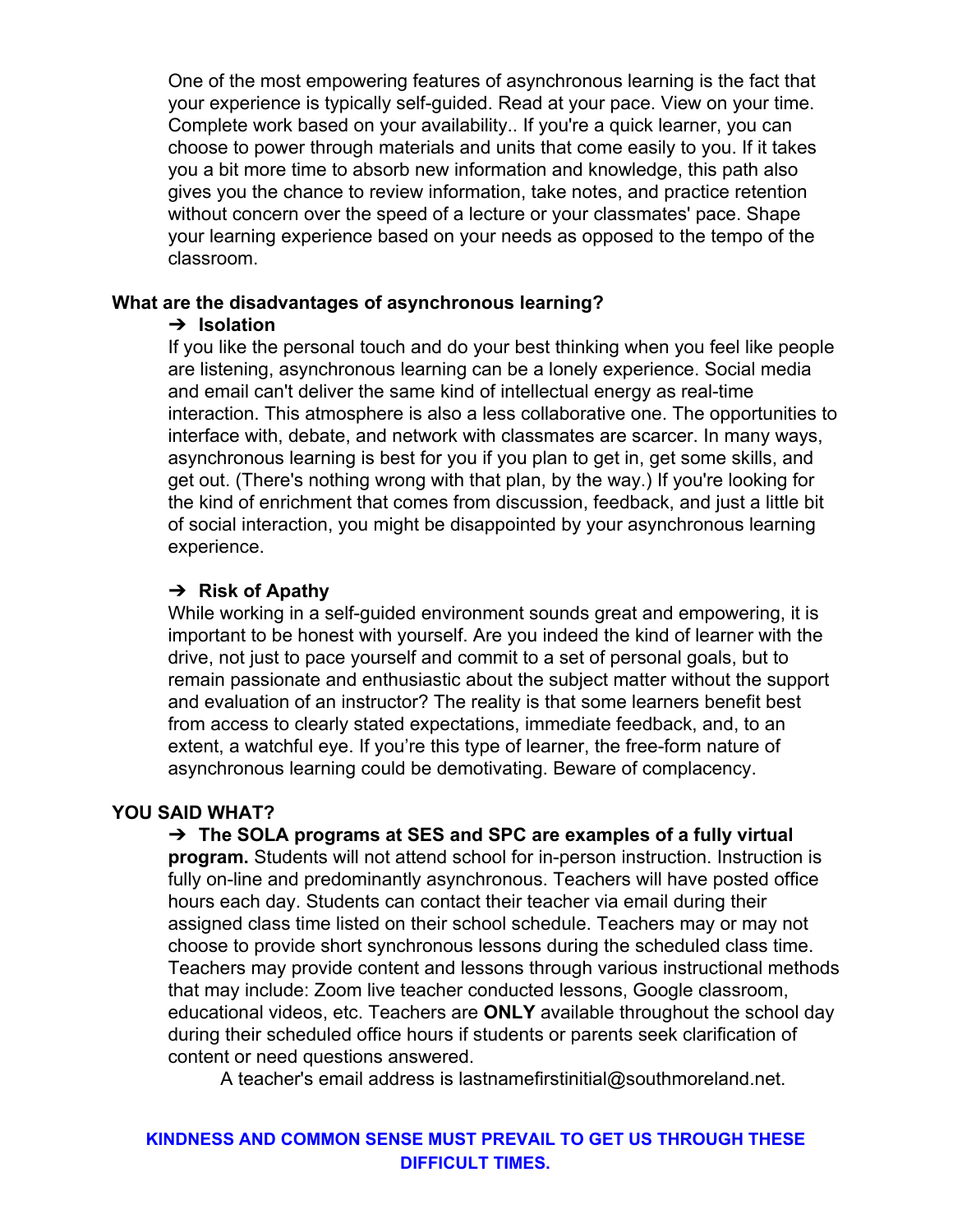One of the most empowering features of asynchronous learning is the fact that your experience is typically self-guided. Read at your pace. View on your time. Complete work based on your availability.. If you're a quick learner, you can choose to power through materials and units that come easily to you. If it takes you a bit more time to absorb new information and knowledge, this path also gives you the chance to review information, take notes, and practice retention without concern over the speed of a lecture or your classmates' pace. Shape your learning experience based on your needs as opposed to the tempo of the classroom.

**What are the disadvantages of asynchronous learning?**

➔ **Isolation**

If you like the personal touch and do your best thinking when you feel like people are listening, asynchronous learning can be a lonely experience. Social media and email can't deliver the same kind of intellectual energy as real-time interaction. This atmosphere is also a less collaborative one. The opportunities to interface with, debate, and network with classmates are scarcer. In many ways, asynchronous learning is best for you if you plan to get in, get some skills, and get out. (There's nothing wrong with that plan, by the way.) If you're looking for the kind of enrichment that comes from discussion, feedback, and just a little bit of social interaction, you might be disappointed by your asynchronous learning experience.

➔ **Risk of Apathy**

While working in a self-guided environment sounds great and empowering, it is important to be honest with yourself. Are you indeed the kind of learner with the drive, not just to pace yourself and commit to a set of personal goals, but to remain passionate and enthusiastic about the subject matter without the support and evaluation of an instructor? The reality is that some learners benefit best from access to clearly stated expectations, immediate feedback, and, to an extent, a watchful eye. If you're this type of learner, the free-form nature of asynchronous learning could be demotivating. Beware of complacency.

**YOU SAID WHAT?**

➔ **The SOLA programs at SES and SPC are examples of a fully virtual program.** Students will not attend school for in-person instruction. Instruction is fully on-line and predominantly asynchronous. Teachers will have posted office hours each day. Students can contact their teacher via email during their assigned class time listed on their school schedule. Teachers may or may not choose to provide short synchronous lessons during the scheduled class time. Teachers may provide content and lessons through various instructional methods that may include: Zoom live teacher conducted lessons, Google classroom, educational videos, etc. Teachers are **ONLY** available throughout the school day during their scheduled office hours if students or parents seek clarification of content or need questions answered.

A teacher's email address is lastnamefirstinitial@southmoreland.net.

**KINDNESS AND COMMON SENSE MUST PREVAIL TO GET US THROUGH THESE DIFFICULT TIMES.**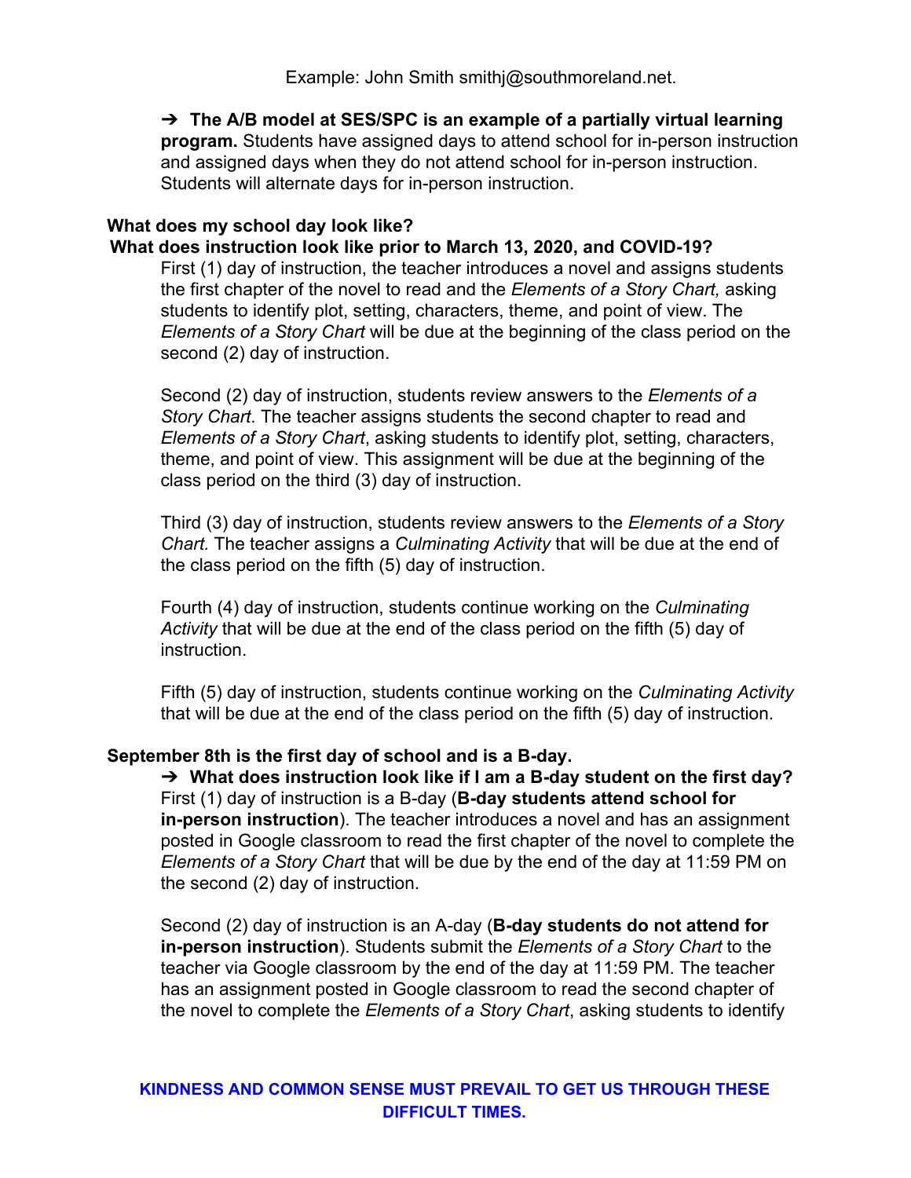Example: John Smith smithj@southmoreland.net.

➔ **The A/B model at SES/SPC is an example of a partially virtual learning program.** Students have assigned days to attend school for in-person instruction and assigned days when they do not attend school for in-person instruction. Students will alternate days for in-person instruction.

**What does my school day look like?**

**What does instruction look like prior to March 13, 2020, and COVID-19?**

First (1) day of instruction, the teacher introduces a novel and assigns students the first chapter of the novel to read and the *Elements of a Story Chart,* asking students to identify plot, setting, characters, theme, and point of view. The *Elements of a Story Chart* will be due at the beginning of the class period on the second (2) day of instruction.

Second (2) day of instruction, students review answers to the *Elements of a Story Chart*. The teacher assigns students the second chapter to read and *Elements of a Story Chart*, asking students to identify plot, setting, characters, theme, and point of view. This assignment will be due at the beginning of the class period on the third (3) day of instruction.

Third (3) day of instruction, students review answers to the *Elements of a Story Chart.* The teacher assigns a *Culminating Activity* that will be due at the end of the class period on the fifth (5) day of instruction.

Fourth (4) day of instruction, students continue working on the *Culminating Activity* that will be due at the end of the class period on the fifth (5) day of instruction.

Fifth (5) day of instruction, students continue working on the *Culminating Activity* that will be due at the end of the class period on the fifth (5) day of instruction.

**September 8th is the first day of school and is a B-day.**

➔ **What does instruction look like if I am a B-day student on the first day?**

First (1) day of instruction is a B-day (**B-day students attend school for in-person instruction**). The teacher introduces a novel and has an assignment posted in Google classroom to read the first chapter of the novel to complete the *Elements of a Story Chart* that will be due by the end of the day at 11:59 PM on the second (2) day of instruction.

Second (2) day of instruction is an A-day (**B-day students do not attend for in-person instruction**). Students submit the *Elements of a Story Chart* to the teacher via Google classroom by the end of the day at 11:59 PM. The teacher has an assignment posted in Google classroom to read the second chapter of the novel to complete the *Elements of a Story Chart*, asking students to identify

**KINDNESS AND COMMON SENSE MUST PREVAIL TO GET US THROUGH THESE DIFFICULT TIMES.**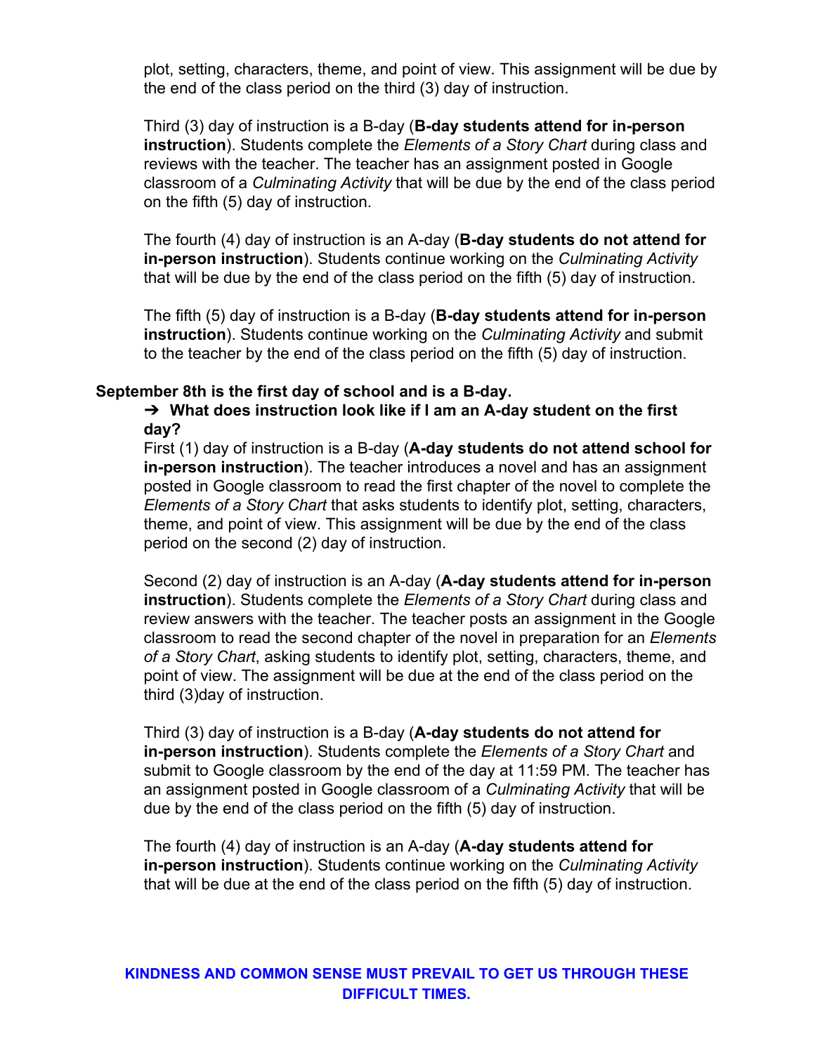plot, setting, characters, theme, and point of view. This assignment will be due by the end of the class period on the third (3) day of instruction.

Third (3) day of instruction is a B-day (**B-day students attend for in-person instruction**). Students complete the *Elements of a Story Chart* during class and reviews with the teacher. The teacher has an assignment posted in Google classroom of a *Culminating Activity* that will be due by the end of the class period on the fifth (5) day of instruction.

The fourth (4) day of instruction is an A-day (**B-day students do not attend for in-person instruction**). Students continue working on the *Culminating Activity* that will be due by the end of the class period on the fifth (5) day of instruction.

The fifth (5) day of instruction is a B-day (**B-day students attend for in-person instruction**). Students continue working on the *Culminating Activity* and submit to the teacher by the end of the class period on the fifth (5) day of instruction.

**September 8th is the first day of school and is a B-day.**

➔ **What does instruction look like if I am an A-day student on the first day?**

First (1) day of instruction is a B-day (**A-day students do not attend school for in-person instruction**). The teacher introduces a novel and has an assignment posted in Google classroom to read the first chapter of the novel to complete the *Elements of a Story Chart* that asks students to identify plot, setting, characters, theme, and point of view. This assignment will be due by the end of the class period on the second (2) day of instruction.

Second (2) day of instruction is an A-day (**A-day students attend for in-person instruction**). Students complete the *Elements of a Story Chart* during class and review answers with the teacher. The teacher posts an assignment in the Google classroom to read the second chapter of the novel in preparation for an *Elements of a Story Chart*, asking students to identify plot, setting, characters, theme, and point of view. The assignment will be due at the end of the class period on the third (3)day of instruction.

Third (3) day of instruction is a B-day (**A-day students do not attend for in-person instruction**). Students complete the *Elements of a Story Chart* and submit to Google classroom by the end of the day at 11:59 PM. The teacher has an assignment posted in Google classroom of a *Culminating Activity* that will be due by the end of the class period on the fifth (5) day of instruction.

The fourth (4) day of instruction is an A-day (**A-day students attend for in-person instruction**). Students continue working on the *Culminating Activity* that will be due at the end of the class period on the fifth (5) day of instruction.

**KINDNESS AND COMMON SENSE MUST PREVAIL TO GET US THROUGH THESE DIFFICULT TIMES.**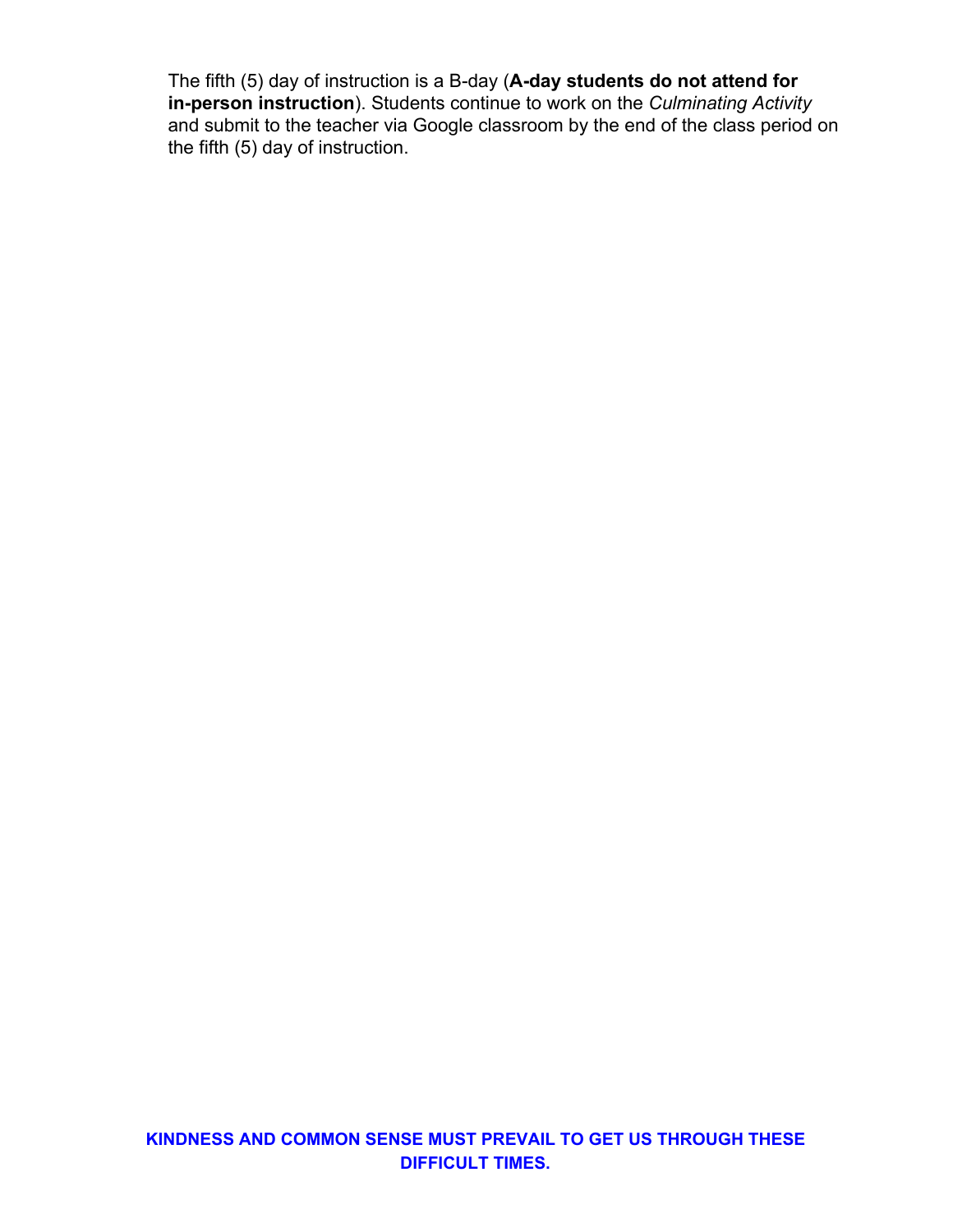The fifth (5) day of instruction is a B-day (**A-day students do not attend for in-person instruction**). Students continue to work on the *Culminating Activity* and submit to the teacher via Google classroom by the end of the class period on the fifth (5) day of instruction.